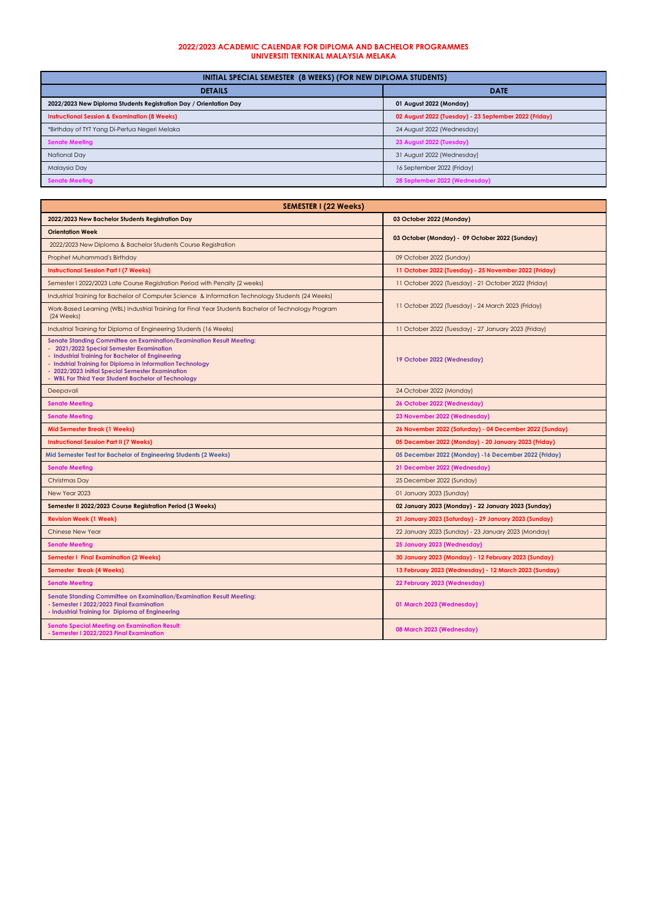# 2022/2023 ACADEMIC CALENDAR FOR DIPLOMA AND BACHELOR PROGRAMMES
## UNIVERSITI TEKNIKAL MALAYSIA MELAKA

| INITIAL SPECIAL SEMESTER (8 WEEKS) (FOR NEW DIPLOMA STUDENTS) | |
|---|---|
| **DETAILS** | **DATE** |
| **2022/2023 New Diploma Students Registration Day / Orientation Day** | **01 August 2022 (Monday)** |
| **Instructional Session & Examination (8 Weeks)** | **02 August 2022 (Tuesday) - 23 September 2022 (Friday)** |
| *Birthday of TYT Yang Di-Pertua Negeri Melaka | 24 August 2022 (Wednesday) |
| **Senate Meeting** | **23 August 2022 (Tuesday)** |
| National Day | 31 August 2022 (Wednesday) |
| Malaysia Day | 16 September 2022 (Friday) |
| **Senate Meeting** | **28 September 2022 (Wednesday)** |

| SEMESTER I (22 Weeks) | |
|---|---|
| **2022/2023 New Bachelor Students Registration Day** | **03 October 2022 (Monday)** |
| **Orientation Week** | **03 October (Monday) - 09 October 2022 (Sunday)** |
| 2022/2023 New Diploma & Bachelor Students Course Registration | |
| Prophet Muhammad's Birthday | 09 October 2022 (Sunday) |
| **Instructional Session Part I (7 Weeks)** | **11 October 2022 (Tuesday) - 25 November 2022 (Friday)** |
| Semester I 2022/2023 Late Course Registration Period with Penalty (2 weeks) | 11 October 2022 (Tuesday) - 21 October 2022 (Friday) |
| Industrial Training for Bachelor of Computer Science & Information Technology Students (24 Weeks) | 11 October 2022 (Tuesday) - 24 March 2023 (Friday) |
| Work-Based Learning (WBL) Industrial Training for Final Year Students Bachelor of Technology Program (24 Weeks) | |
| Industrial Training for Diploma of Engineering Students (16 Weeks) | 11 October 2022 (Tuesday) - 27 January 2023 (Friday) |
| **Senate Standing Committee on Examination/Examination Result Meeting:**<br>**- 2021/2022 Special Semester Examination**<br>**- Industrial Training for Bachelor of Engineering**<br>**- Indstrial Training for Diploma in Information Technology**<br>**- 2022/2023 Initial Special Semester Examination**<br>**- WBL For Third Year Student Bachelor of Technology** | **19 October 2022 (Wednesday)** |
| Deepavali | 24 October 2022 (Monday) |
| **Senate Meeting** | **26 October 2022 (Wednesday)** |
| **Senate Meeting** | **23 November 2022 (Wednesday)** |
| **Mid Semester Break (1 Weeks)** | **26 November 2022 (Saturday) - 04 December 2022 (Sunday)** |
| **Instructional Session Part II (7 Weeks)** | **05 December 2022 (Monday) - 20 January 2023 (Friday)** |
| **Mid Semester Test for Bachelor of Engineering Students (2 Weeks)** | **05 December 2022 (Monday) -16 December 2022 (Friday)** |
| **Senate Meeting** | **21 December 2022 (Wednesday)** |
| Christmas Day | 25 December 2022 (Sunday) |
| New Year 2023 | 01 January 2023 (Sunday) |
| **Semester II 2022/2023 Course Registration Period (3 Weeks)** | **02 January 2023 (Monday) - 22 January 2023 (Sunday)** |
| **Revision Week (1 Week)** | **21 January 2023 (Saturday) - 29 January 2023 (Sunday)** |
| Chinese New Year | 22 January 2023 (Sunday) - 23 January 2023 (Monday) |
| **Senate Meeting** | **25 January 2023 (Wednesday)** |
| **Semester I Final Examination (2 Weeks)** | **30 January 2023 (Monday) - 12 February 2023 (Sunday)** |
| **Semester Break (4 Weeks)** | **13 February 2023 (Wednesday) - 12 March 2023 (Sunday)** |
| **Senate Meeting** | **22 February 2023 (Wednesday)** |
| **Senate Standing Committee on Examination/Examination Result Meeting:**<br>**- Semester I 2022/2023 Final Examination**<br>**- Industrial Training for Diploma of Engineering** | **01 March 2023 (Wednesday)** |
| **Senate Special Meeting on Examination Result:**<br>**- Semester I 2022/2023 Final Examination** | **08 March 2023 (Wednesday)** |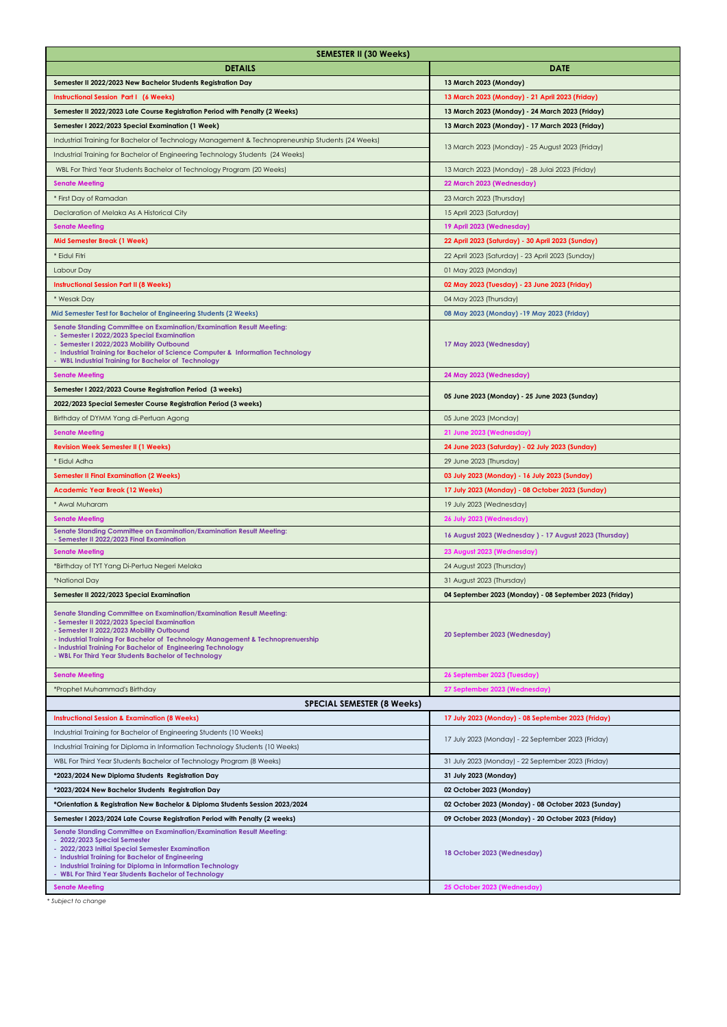| SEMESTER II (30 Weeks) | |
|---|---|
| **DETAILS** | **DATE** |
| **Semester II 2022/2023 New Bachelor Students Registration Day** | **13 March 2023 (Monday)** |
| **Instructional Session Part I (6 Weeks)** | **13 March 2023 (Monday) - 21 April 2023 (Friday)** |
| **Semester II 2022/2023 Late Course Registration Period with Penalty (2 Weeks)** | **13 March 2023 (Monday) - 24 March 2023 (Friday)** |
| **Semester I 2022/2023 Special Examination (1 Week)** | **13 March 2023 (Monday) - 17 March 2023 (Friday)** |
| Industrial Training for Bachelor of Technology Management & Technopreneurship Students (24 Weeks) | 13 March 2023 (Monday) - 25 August 2023 (Friday) |
| Industrial Training for Bachelor of Engineering Technology Students (24 Weeks) | |
| WBL For Third Year Students Bachelor of Technology Program (20 Weeks) | 13 March 2023 (Monday) - 28 Julai 2023 (Friday) |
| **Senate Meeting** | **22 March 2023 (Wednesday)** |
| * First Day of Ramadan | 23 March 2023 (Thursday) |
| Declaration of Melaka As A Historical City | 15 April 2023 (Saturday) |
| **Senate Meeting** | **19 April 2023 (Wednesday)** |
| **Mid Semester Break (1 Week)** | **22 April 2023 (Saturday) - 30 April 2023 (Sunday)** |
| * Eidul Fitri | 22 April 2023 (Saturday) - 23 April 2023 (Sunday) |
| Labour Day | 01 May 2023 (Monday) |
| **Instructional Session Part II (8 Weeks)** | **02 May 2023 (Tuesday) - 23 June 2023 (Friday)** |
| * Wesak Day | 04 May 2023 (Thursday) |
| **Mid Semester Test for Bachelor of Engineering Students (2 Weeks)** | **08 May 2023 (Monday) -19 May 2023 (Friday)** |
| **Senate Standing Committee on Examination/Examination Result Meeting:**<br>**- Semester I 2022/2023 Special Examination**<br>**- Semester I 2022/2023 Mobility Outbound**<br>**- Industrial Training for Bachelor of Science Computer & Information Technology**<br>**- WBL Industrial Training for Bachelor of Technology** | **17 May 2023 (Wednesday)** |
| **Senate Meeting** | **24 May 2023 (Wednesday)** |
| **Semester I 2022/2023 Course Registration Period (3 weeks)** | **05 June 2023 (Monday) - 25 June 2023 (Sunday)** |
| **2022/2023 Special Semester Course Registration Period (3 weeks)** | |
| Birthday of DYMM Yang di-Pertuan Agong | 05 June 2023 (Monday) |
| **Senate Meeting** | **21 June 2023 (Wednesday)** |
| **Revision Week Semester II (1 Weeks)** | **24 June 2023 (Saturday) - 02 July 2023 (Sunday)** |
| * Eidul Adha | 29 June 2023 (Thursday) |
| **Semester II Final Examination (2 Weeks)** | **03 July 2023 (Monday) - 16 July 2023 (Sunday)** |
| **Academic Year Break (12 Weeks)** | **17 July 2023 (Monday) - 08 October 2023 (Sunday)** |
| * Awal Muharam | 19 July 2023 (Wednesday) |
| **Senate Meeting** | **26 July 2023 (Wednesday)** |
| **Senate Standing Committee on Examination/Examination Result Meeting:**<br>**- Semester II 2022/2023 Final Examination** | **16 August 2023 (Wednesday ) - 17 August 2023 (Thursday)** |
| **Senate Meeting** | **23 August 2023 (Wednesday)** |
| *Birthday of TYT Yang Di-Pertua Negeri Melaka | 24 August 2023 (Thursday) |
| *National Day | 31 August 2023 (Thursday) |
| **Semester II 2022/2023 Special Examination** | **04 September 2023 (Monday) - 08 September 2023 (Friday)** |
| **Senate Standing Committee on Examination/Examination Result Meeting:**<br>**- Semester II 2022/2023 Special Examination**<br>**- Semester II 2022/2023 Mobility Outbound**<br>**- Industrial Training For Bachelor of Technology Management & Technoprenuership**<br>**- Industrial Training For Bachelor of Engineering Technology**<br>**- WBL For Third Year Students Bachelor of Technology** | **20 September 2023 (Wednesday)** |
| **Senate Meeting** | **26 September 2023 (Tuesday)** |
| *Prophet Muhammad's Birthday | **27 September 2023 (Wednesday)** |
| **SPECIAL SEMESTER (8 Weeks)** | |
| **Instructional Session & Examination (8 Weeks)** | **17 July 2023 (Monday) - 08 September 2023 (Friday)** |
| Industrial Training for Bachelor of Engineering Students (10 Weeks) | 17 July 2023 (Monday) - 22 September 2023 (Friday) |
| Industrial Training for Diploma in Information Technology Students (10 Weeks) | |
| WBL For Third Year Students Bachelor of Technology Program (8 Weeks) | 31 July 2023 (Monday) - 22 September 2023 (Friday) |
| ***2023/2024 New Diploma Students Registration Day** | **31 July 2023 (Monday)** |
| ***2023/2024 New Bachelor Students Registration Day** | **02 October 2023 (Monday)** |
| ***Orientation & Registration New Bachelor & Diploma Students Session 2023/2024** | **02 October 2023 (Monday) - 08 October 2023 (Sunday)** |
| **Semester I 2023/2024 Late Course Registration Period with Penalty (2 weeks)** | **09 October 2023 (Monday) - 20 October 2023 (Friday)** |
| **Senate Standing Committee on Examination/Examination Result Meeting:**<br>**- 2022/2023 Special Semester**<br>**- 2022/2023 Initial Special Semester Examination**<br>**- Industrial Training for Bachelor of Engineering**<br>**- Industrial Training for Diploma in Information Technology**<br>**- WBL For Third Year Students Bachelor of Technology** | **18 October 2023 (Wednesday)** |
| **Senate Meeting** | **25 October 2023 (Wednesday)** |

*\* Subject to change*